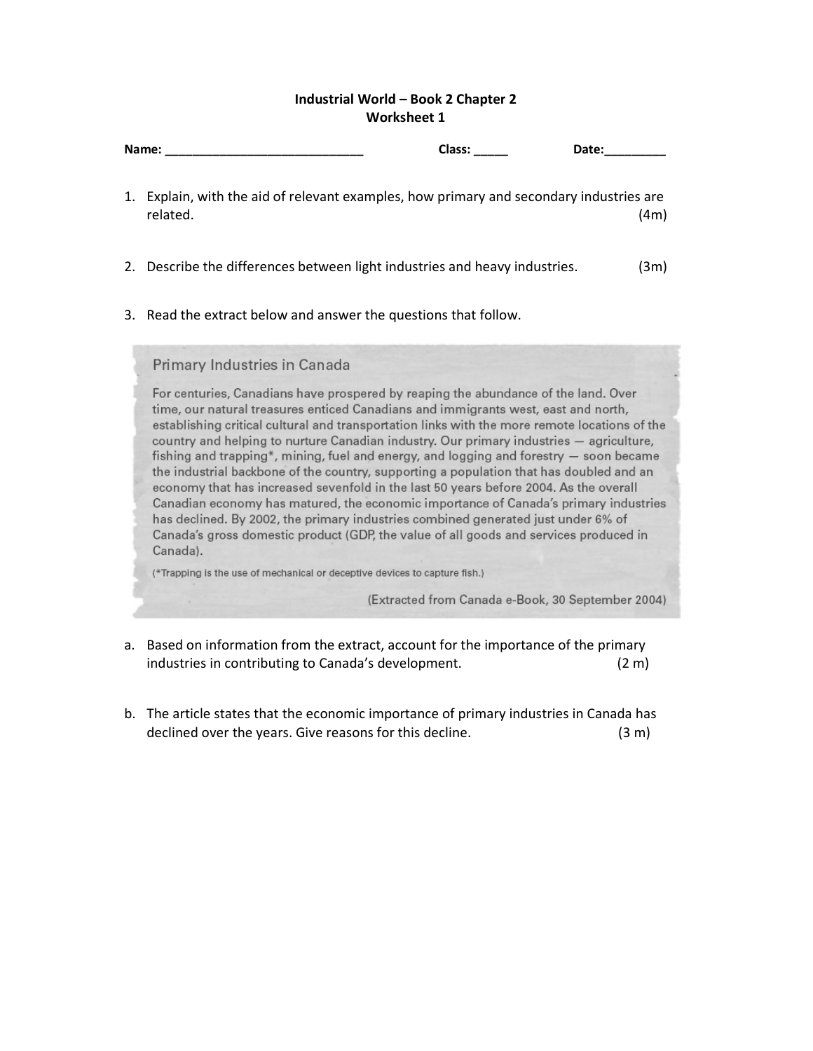**Industrial World – Book 2 Chapter 2**
**Worksheet 1**

**Name: _____________________________ Class: _____ Date:_________**

1. Explain, with the aid of relevant examples, how primary and secondary industries are related. (4m)

2. Describe the differences between light industries and heavy industries. (3m)

3. Read the extract below and answer the questions that follow.

> **Primary Industries in Canada**
>
> For centuries, Canadians have prospered by reaping the abundance of the land. Over time, our natural treasures enticed Canadians and immigrants west, east and north, establishing critical cultural and transportation links with the more remote locations of the country and helping to nurture Canadian industry. Our primary industries — agriculture, fishing and trapping*, mining, fuel and energy, and logging and forestry — soon became the industrial backbone of the country, supporting a population that has doubled and an economy that has increased sevenfold in the last 50 years before 2004. As the overall Canadian economy has matured, the economic importance of Canada's primary industries has declined. By 2002, the primary industries combined generated just under 6% of Canada's gross domestic product (GDP, the value of all goods and services produced in Canada).
>
> (*Trapping is the use of mechanical or deceptive devices to capture fish.)
>
> (Extracted from Canada e-Book, 30 September 2004)

a. Based on information from the extract, account for the importance of the primary industries in contributing to Canada's development. (2 m)

b. The article states that the economic importance of primary industries in Canada has declined over the years. Give reasons for this decline. (3 m)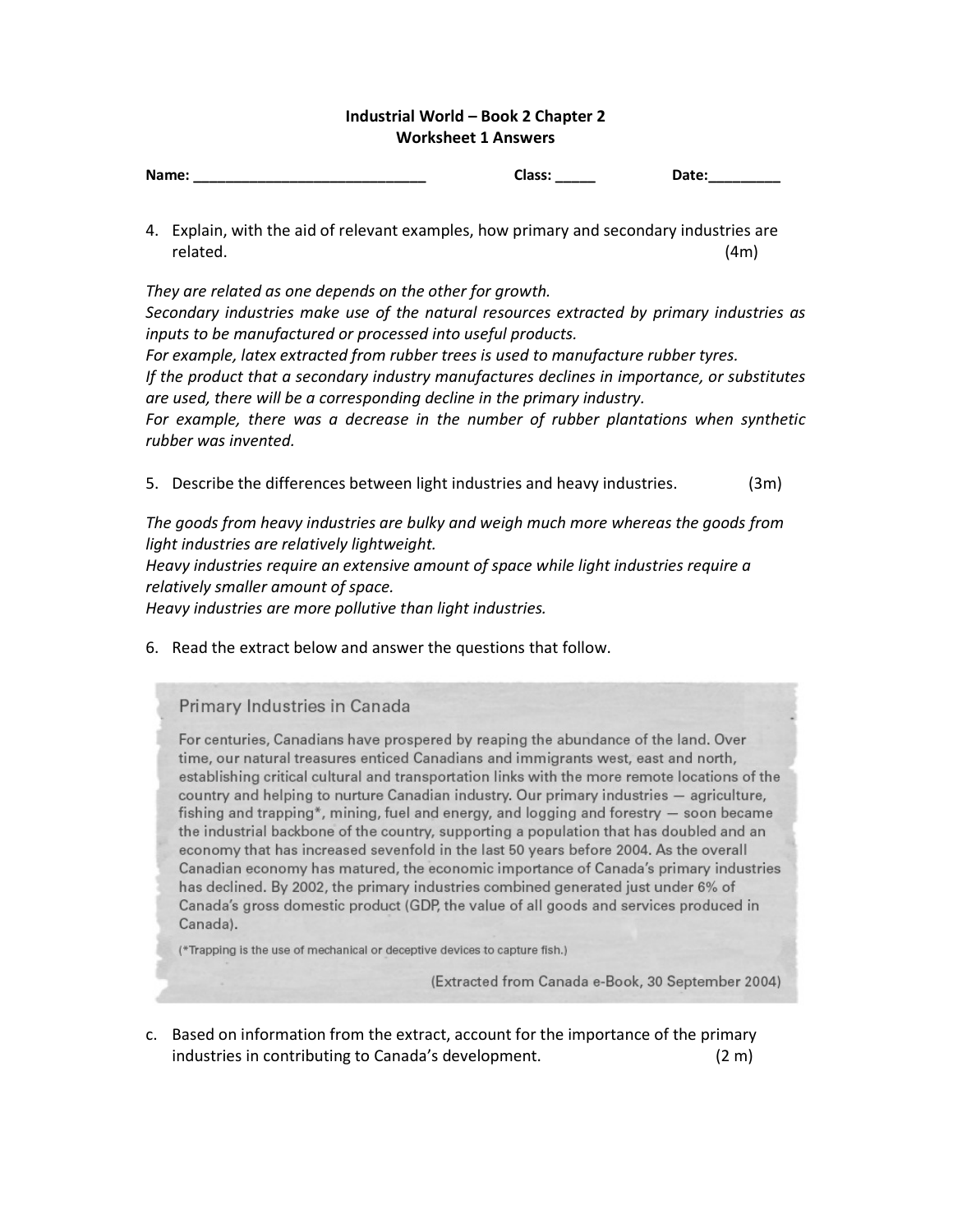**Industrial World – Book 2 Chapter 2**
**Worksheet 1 Answers**

**Name:** ______________________________ **Class:** _____ **Date:**_________

4. Explain, with the aid of relevant examples, how primary and secondary industries are related. (4m)

*They are related as one depends on the other for growth.*
*Secondary industries make use of the natural resources extracted by primary industries as inputs to be manufactured or processed into useful products.*
*For example, latex extracted from rubber trees is used to manufacture rubber tyres.*
*If the product that a secondary industry manufactures declines in importance, or substitutes are used, there will be a corresponding decline in the primary industry.*
*For example, there was a decrease in the number of rubber plantations when synthetic rubber was invented.*

5. Describe the differences between light industries and heavy industries. (3m)

*The goods from heavy industries are bulky and weigh much more whereas the goods from light industries are relatively lightweight.*
*Heavy industries require an extensive amount of space while light industries require a relatively smaller amount of space.*
*Heavy industries are more pollutive than light industries.*

6. Read the extract below and answer the questions that follow.

> **Primary Industries in Canada**
>
> For centuries, Canadians have prospered by reaping the abundance of the land. Over time, our natural treasures enticed Canadians and immigrants west, east and north, establishing critical cultural and transportation links with the more remote locations of the country and helping to nurture Canadian industry. Our primary industries — agriculture, fishing and trapping*, mining, fuel and energy, and logging and forestry — soon became the industrial backbone of the country, supporting a population that has doubled and an economy that has increased sevenfold in the last 50 years before 2004. As the overall Canadian economy has matured, the economic importance of Canada's primary industries has declined. By 2002, the primary industries combined generated just under 6% of Canada's gross domestic product (GDP, the value of all goods and services produced in Canada).
>
> (*Trapping is the use of mechanical or deceptive devices to capture fish.)
>
> (Extracted from Canada e-Book, 30 September 2004)

c. Based on information from the extract, account for the importance of the primary industries in contributing to Canada's development. (2 m)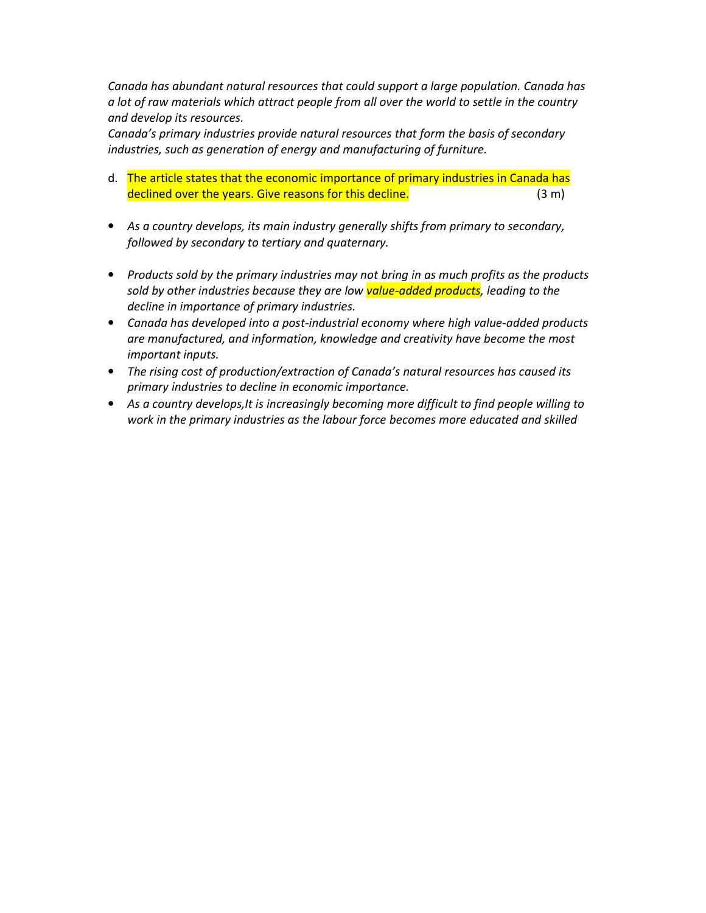*Canada has abundant natural resources that could support a large population. Canada has a lot of raw materials which attract people from all over the world to settle in the country and develop its resources.*
*Canada's primary industries provide natural resources that form the basis of secondary industries, such as generation of energy and manufacturing of furniture.*

d. The article states that the economic importance of primary industries in Canada has declined over the years. Give reasons for this decline. (3 m)

- *As a country develops, its main industry generally shifts from primary to secondary, followed by secondary to tertiary and quaternary.*

- *Products sold by the primary industries may not bring in as much profits as the products sold by other industries because they are low value-added products, leading to the decline in importance of primary industries.*
- *Canada has developed into a post-industrial economy where high value-added products are manufactured, and information, knowledge and creativity have become the most important inputs.*
- *The rising cost of production/extraction of Canada's natural resources has caused its primary industries to decline in economic importance.*
- *As a country develops,It is increasingly becoming more difficult to find people willing to work in the primary industries as the labour force becomes more educated and skilled*